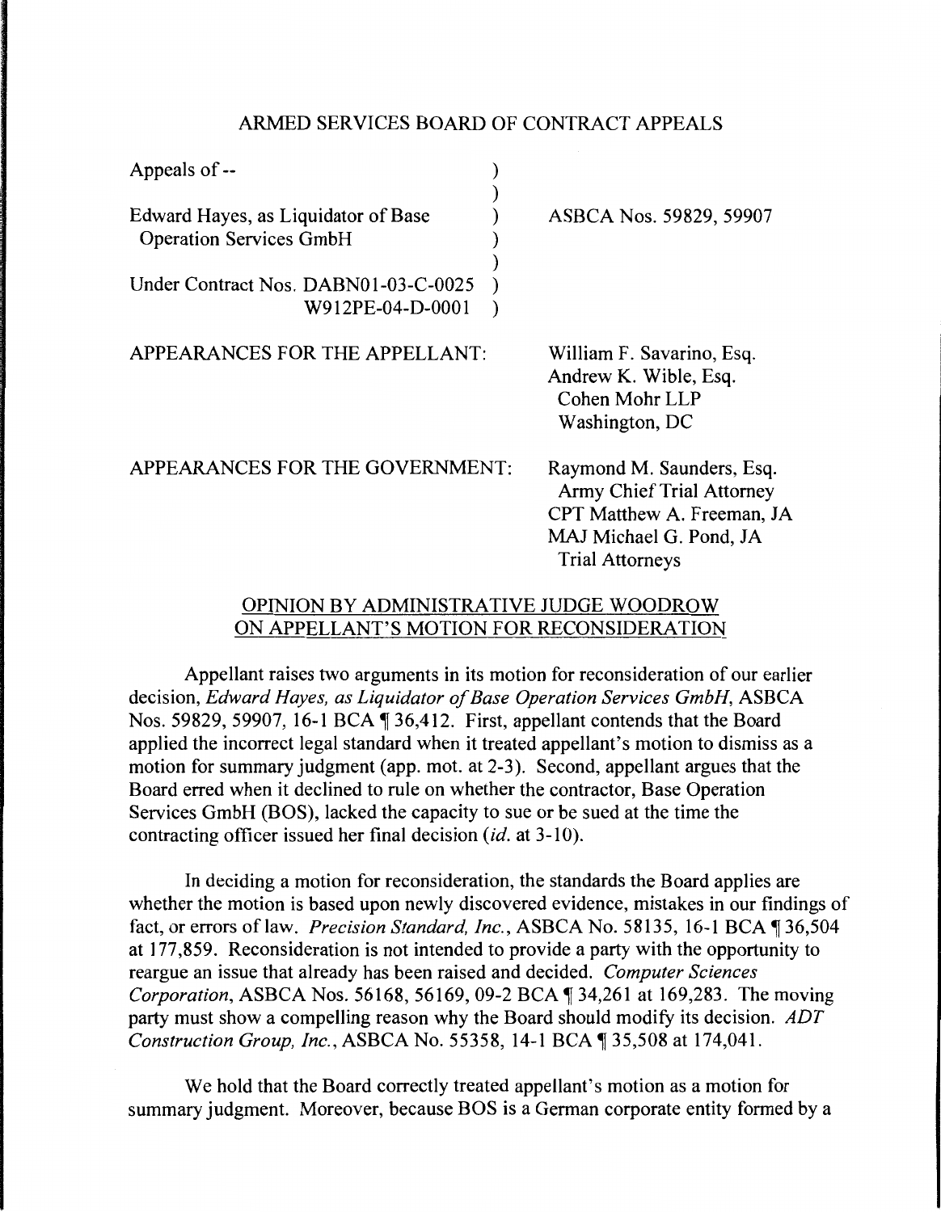ARMED SERVICES BOARD OF CONTRACT APPEALS

| | |
|---|---|
| Appeals of -- | |
| Edward Hayes, as Liquidator of Base Operation Services GmbH | ASBCA Nos. 59829, 59907 |
| Under Contract Nos. DABN01-03-C-0025 W912PE-04-D-0001 | |

APPEARANCES FOR THE APPELLANT:

William F. Savarino, Esq.
Andrew K. Wible, Esq.
Cohen Mohr LLP
Washington, DC

APPEARANCES FOR THE GOVERNMENT:

Raymond M. Saunders, Esq.
Army Chief Trial Attorney
CPT Matthew A. Freeman, JA
MAJ Michael G. Pond, JA
Trial Attorneys

OPINION BY ADMINISTRATIVE JUDGE WOODROW
ON APPELLANT'S MOTION FOR RECONSIDERATION

Appellant raises two arguments in its motion for reconsideration of our earlier decision, *Edward Hayes, as Liquidator of Base Operation Services GmbH*, ASBCA Nos. 59829, 59907, 16-1 BCA ¶ 36,412. First, appellant contends that the Board applied the incorrect legal standard when it treated appellant's motion to dismiss as a motion for summary judgment (app. mot. at 2-3). Second, appellant argues that the Board erred when it declined to rule on whether the contractor, Base Operation Services GmbH (BOS), lacked the capacity to sue or be sued at the time the contracting officer issued her final decision (*id.* at 3-10).

In deciding a motion for reconsideration, the standards the Board applies are whether the motion is based upon newly discovered evidence, mistakes in our findings of fact, or errors of law. *Precision Standard, Inc.*, ASBCA No. 58135, 16-1 BCA ¶ 36,504 at 177,859. Reconsideration is not intended to provide a party with the opportunity to reargue an issue that already has been raised and decided. *Computer Sciences Corporation*, ASBCA Nos. 56168, 56169, 09-2 BCA ¶ 34,261 at 169,283. The moving party must show a compelling reason why the Board should modify its decision. *ADT Construction Group, Inc.*, ASBCA No. 55358, 14-1 BCA ¶ 35,508 at 174,041.

We hold that the Board correctly treated appellant's motion as a motion for summary judgment. Moreover, because BOS is a German corporate entity formed by a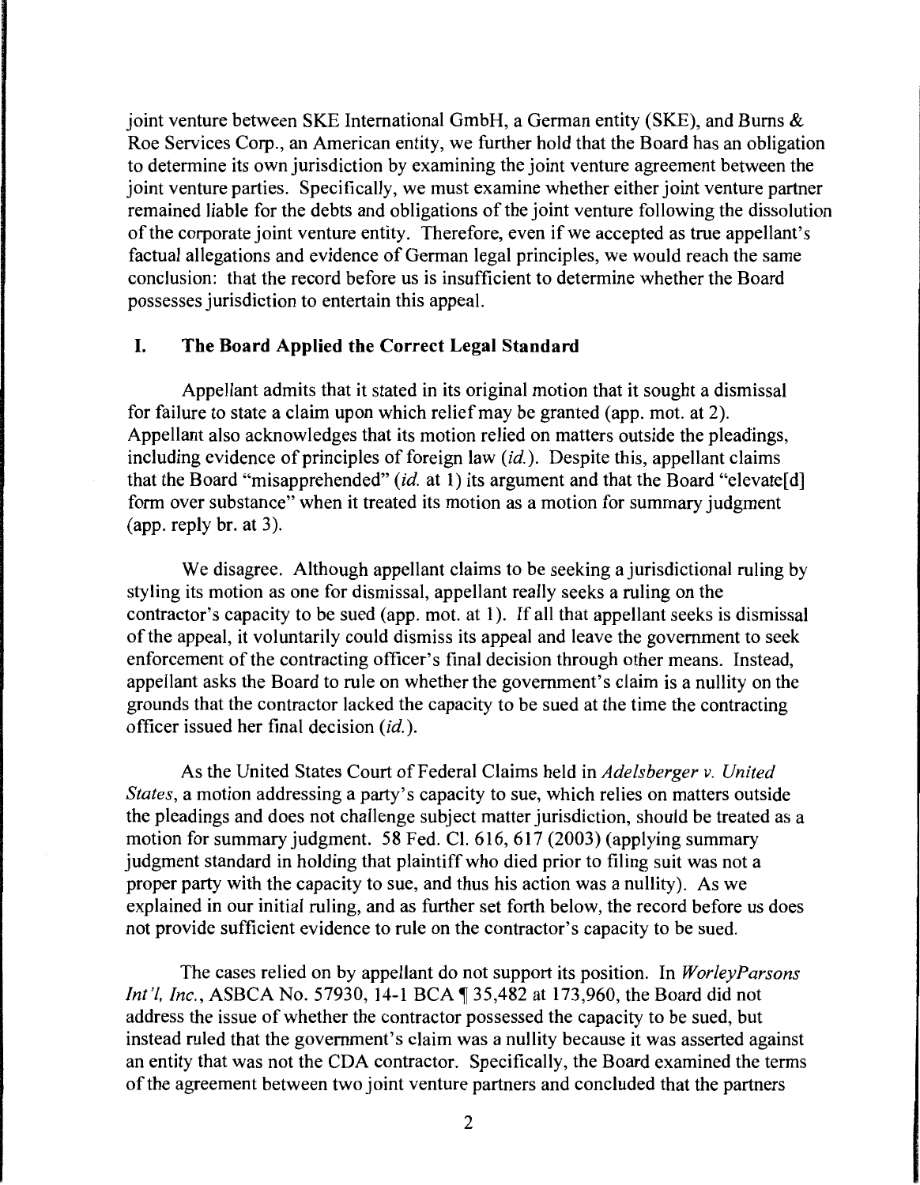joint venture between SKE International GmbH, a German entity (SKE), and Burns & Roe Services Corp., an American entity, we further hold that the Board has an obligation to determine its own jurisdiction by examining the joint venture agreement between the joint venture parties. Specifically, we must examine whether either joint venture partner remained liable for the debts and obligations of the joint venture following the dissolution of the corporate joint venture entity. Therefore, even if we accepted as true appellant's factual allegations and evidence of German legal principles, we would reach the same conclusion: that the record before us is insufficient to determine whether the Board possesses jurisdiction to entertain this appeal.

## I. The Board Applied the Correct Legal Standard

Appellant admits that it stated in its original motion that it sought a dismissal for failure to state a claim upon which relief may be granted (app. mot. at 2). Appellant also acknowledges that its motion relied on matters outside the pleadings, including evidence of principles of foreign law (*id.*). Despite this, appellant claims that the Board "misapprehended" (*id.* at 1) its argument and that the Board "elevate[d] form over substance" when it treated its motion as a motion for summary judgment (app. reply br. at 3).

We disagree. Although appellant claims to be seeking a jurisdictional ruling by styling its motion as one for dismissal, appellant really seeks a ruling on the contractor's capacity to be sued (app. mot. at 1). If all that appellant seeks is dismissal of the appeal, it voluntarily could dismiss its appeal and leave the government to seek enforcement of the contracting officer's final decision through other means. Instead, appellant asks the Board to rule on whether the government's claim is a nullity on the grounds that the contractor lacked the capacity to be sued at the time the contracting officer issued her final decision (*id.*).

As the United States Court of Federal Claims held in *Adelsberger v. United States*, a motion addressing a party's capacity to sue, which relies on matters outside the pleadings and does not challenge subject matter jurisdiction, should be treated as a motion for summary judgment. 58 Fed. Cl. 616, 617 (2003) (applying summary judgment standard in holding that plaintiff who died prior to filing suit was not a proper party with the capacity to sue, and thus his action was a nullity). As we explained in our initial ruling, and as further set forth below, the record before us does not provide sufficient evidence to rule on the contractor's capacity to be sued.

The cases relied on by appellant do not support its position. In *WorleyParsons Int'l, Inc.*, ASBCA No. 57930, 14-1 BCA ¶ 35,482 at 173,960, the Board did not address the issue of whether the contractor possessed the capacity to be sued, but instead ruled that the government's claim was a nullity because it was asserted against an entity that was not the CDA contractor. Specifically, the Board examined the terms of the agreement between two joint venture partners and concluded that the partners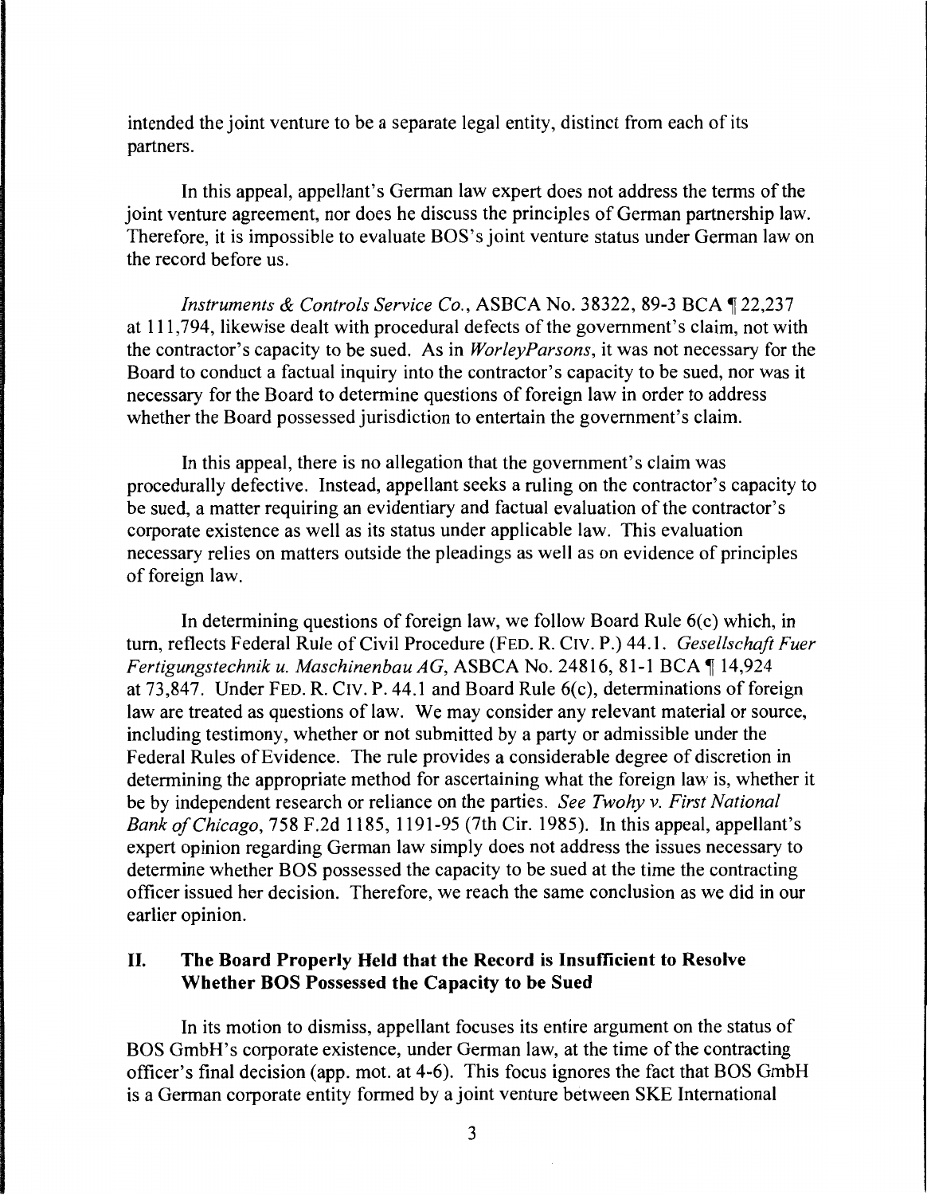intended the joint venture to be a separate legal entity, distinct from each of its partners.

In this appeal, appellant's German law expert does not address the terms of the joint venture agreement, nor does he discuss the principles of German partnership law. Therefore, it is impossible to evaluate BOS's joint venture status under German law on the record before us.

*Instruments & Controls Service Co.*, ASBCA No. 38322, 89-3 BCA ¶ 22,237 at 111,794, likewise dealt with procedural defects of the government's claim, not with the contractor's capacity to be sued. As in *WorleyParsons*, it was not necessary for the Board to conduct a factual inquiry into the contractor's capacity to be sued, nor was it necessary for the Board to determine questions of foreign law in order to address whether the Board possessed jurisdiction to entertain the government's claim.

In this appeal, there is no allegation that the government's claim was procedurally defective. Instead, appellant seeks a ruling on the contractor's capacity to be sued, a matter requiring an evidentiary and factual evaluation of the contractor's corporate existence as well as its status under applicable law. This evaluation necessary relies on matters outside the pleadings as well as on evidence of principles of foreign law.

In determining questions of foreign law, we follow Board Rule 6(c) which, in turn, reflects Federal Rule of Civil Procedure (FED. R. CIV. P.) 44.1. *Gesellschaft Fuer Fertigungstechnik u. Maschinenbau AG*, ASBCA No. 24816, 81-1 BCA ¶ 14,924 at 73,847. Under FED. R. CIV. P. 44.1 and Board Rule 6(c), determinations of foreign law are treated as questions of law. We may consider any relevant material or source, including testimony, whether or not submitted by a party or admissible under the Federal Rules of Evidence. The rule provides a considerable degree of discretion in determining the appropriate method for ascertaining what the foreign law is, whether it be by independent research or reliance on the parties. *See Twohy v. First National Bank of Chicago*, 758 F.2d 1185, 1191-95 (7th Cir. 1985). In this appeal, appellant's expert opinion regarding German law simply does not address the issues necessary to determine whether BOS possessed the capacity to be sued at the time the contracting officer issued her decision. Therefore, we reach the same conclusion as we did in our earlier opinion.

## II. The Board Properly Held that the Record is Insufficient to Resolve Whether BOS Possessed the Capacity to be Sued

In its motion to dismiss, appellant focuses its entire argument on the status of BOS GmbH's corporate existence, under German law, at the time of the contracting officer's final decision (app. mot. at 4-6). This focus ignores the fact that BOS GmbH is a German corporate entity formed by a joint venture between SKE International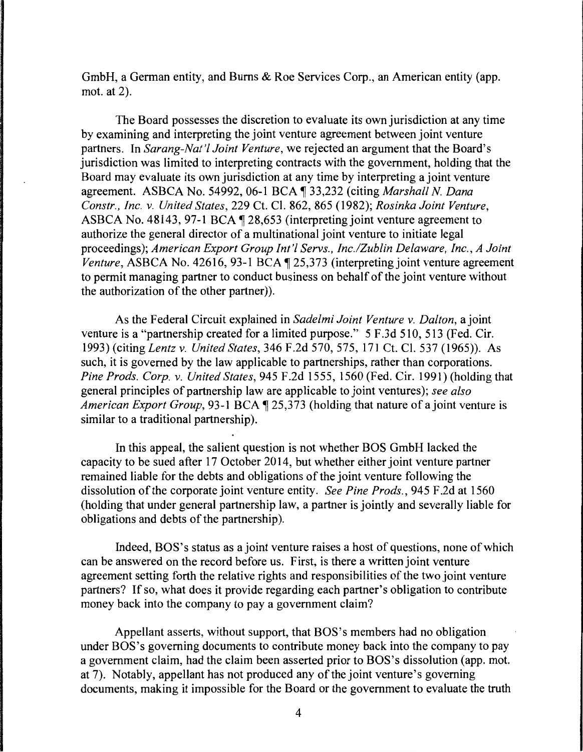GmbH, a German entity, and Burns & Roe Services Corp., an American entity (app. mot. at 2).

The Board possesses the discretion to evaluate its own jurisdiction at any time by examining and interpreting the joint venture agreement between joint venture partners. In *Sarang-Nat'l Joint Venture*, we rejected an argument that the Board's jurisdiction was limited to interpreting contracts with the government, holding that the Board may evaluate its own jurisdiction at any time by interpreting a joint venture agreement. ASBCA No. 54992, 06-1 BCA ¶ 33,232 (citing *Marshall N. Dana Constr., Inc. v. United States*, 229 Ct. Cl. 862, 865 (1982); *Rosinka Joint Venture*, ASBCA No. 48143, 97-1 BCA ¶ 28,653 (interpreting joint venture agreement to authorize the general director of a multinational joint venture to initiate legal proceedings); *American Export Group Int'l Servs., Inc./Zublin Delaware, Inc., A Joint Venture*, ASBCA No. 42616, 93-1 BCA ¶ 25,373 (interpreting joint venture agreement to permit managing partner to conduct business on behalf of the joint venture without the authorization of the other partner)).

As the Federal Circuit explained in *Sadelmi Joint Venture v. Dalton*, a joint venture is a "partnership created for a limited purpose." 5 F.3d 510, 513 (Fed. Cir. 1993) (citing *Lentz v. United States*, 346 F.2d 570, 575, 171 Ct. Cl. 537 (1965)). As such, it is governed by the law applicable to partnerships, rather than corporations. *Pine Prods. Corp. v. United States*, 945 F.2d 1555, 1560 (Fed. Cir. 1991) (holding that general principles of partnership law are applicable to joint ventures); *see also American Export Group*, 93-1 BCA ¶ 25,373 (holding that nature of a joint venture is similar to a traditional partnership).

In this appeal, the salient question is not whether BOS GmbH lacked the capacity to be sued after 17 October 2014, but whether either joint venture partner remained liable for the debts and obligations of the joint venture following the dissolution of the corporate joint venture entity. *See Pine Prods.*, 945 F.2d at 1560 (holding that under general partnership law, a partner is jointly and severally liable for obligations and debts of the partnership).

Indeed, BOS's status as a joint venture raises a host of questions, none of which can be answered on the record before us. First, is there a written joint venture agreement setting forth the relative rights and responsibilities of the two joint venture partners? If so, what does it provide regarding each partner's obligation to contribute money back into the company to pay a government claim?

Appellant asserts, without support, that BOS's members had no obligation under BOS's governing documents to contribute money back into the company to pay a government claim, had the claim been asserted prior to BOS's dissolution (app. mot. at 7). Notably, appellant has not produced any of the joint venture's governing documents, making it impossible for the Board or the government to evaluate the truth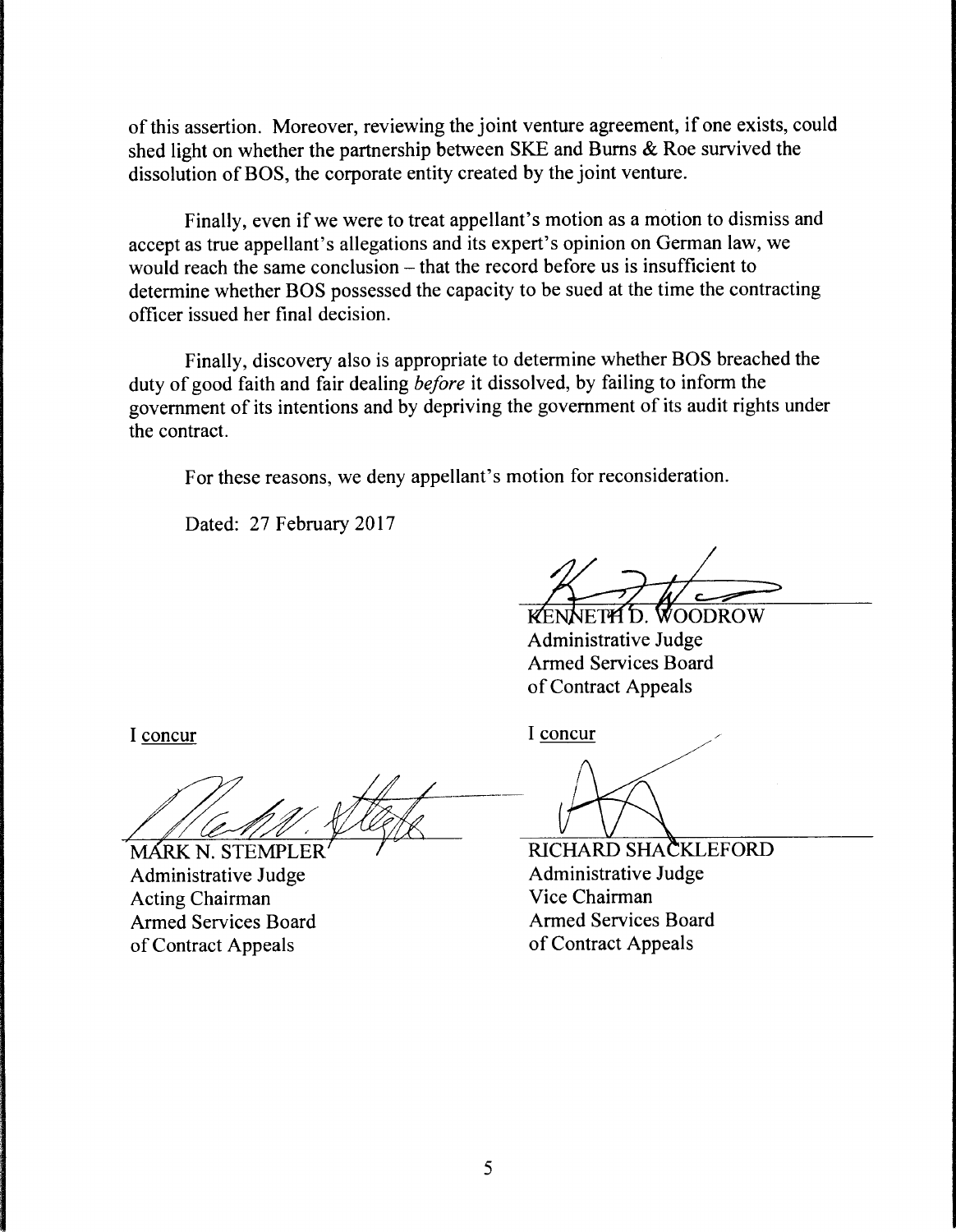of this assertion. Moreover, reviewing the joint venture agreement, if one exists, could shed light on whether the partnership between SKE and Burns & Roe survived the dissolution of BOS, the corporate entity created by the joint venture.

Finally, even if we were to treat appellant's motion as a motion to dismiss and accept as true appellant's allegations and its expert's opinion on German law, we would reach the same conclusion – that the record before us is insufficient to determine whether BOS possessed the capacity to be sued at the time the contracting officer issued her final decision.

Finally, discovery also is appropriate to determine whether BOS breached the duty of good faith and fair dealing *before* it dissolved, by failing to inform the government of its intentions and by depriving the government of its audit rights under the contract.

For these reasons, we deny appellant's motion for reconsideration.

Dated: 27 February 2017

KENNETH D. WOODROW
Administrative Judge
Armed Services Board
of Contract Appeals

I concur

MARK N. STEMPLER
Administrative Judge
Acting Chairman
Armed Services Board
of Contract Appeals

I concur

RICHARD SHACKLEFORD
Administrative Judge
Vice Chairman
Armed Services Board
of Contract Appeals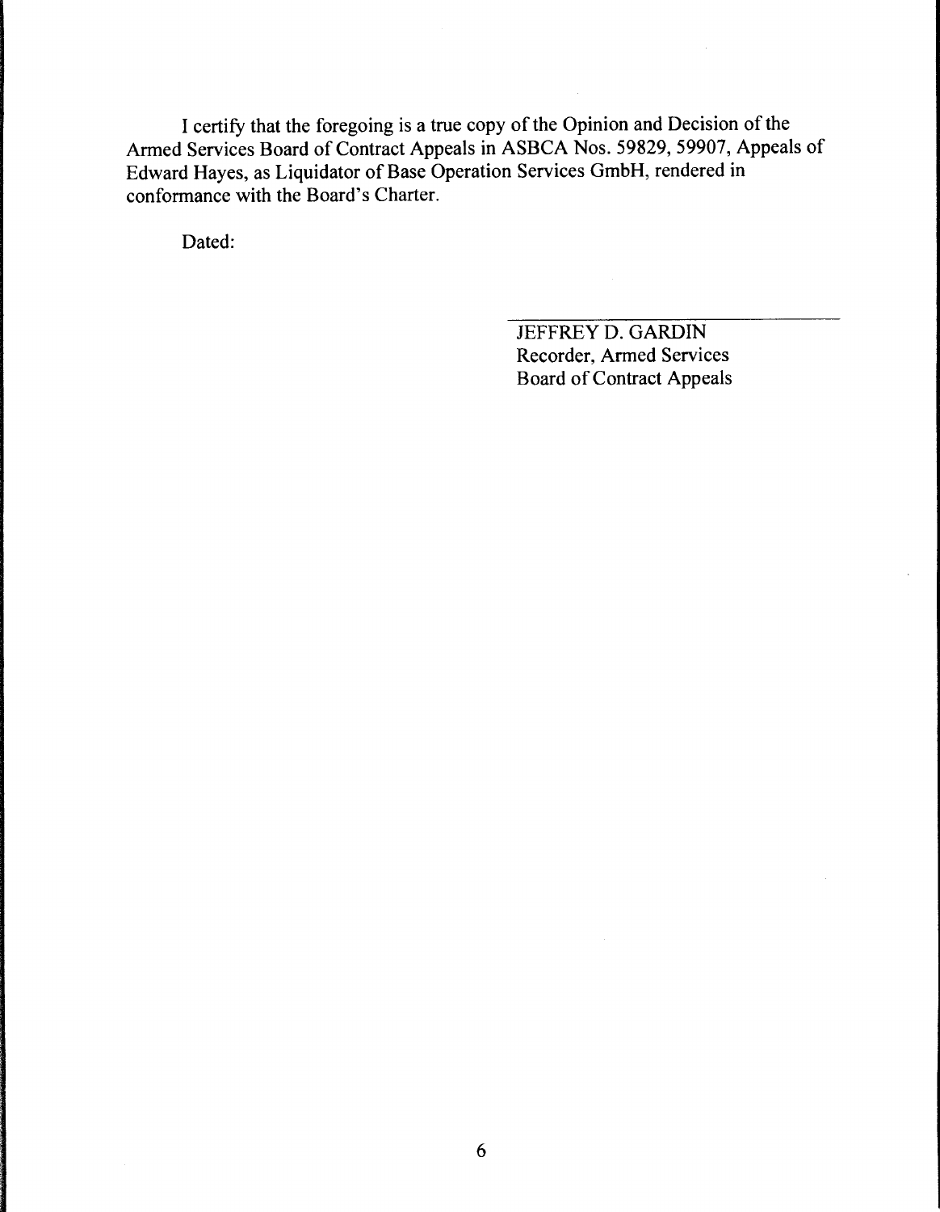I certify that the foregoing is a true copy of the Opinion and Decision of the Armed Services Board of Contract Appeals in ASBCA Nos. 59829, 59907, Appeals of Edward Hayes, as Liquidator of Base Operation Services GmbH, rendered in conformance with the Board's Charter.

Dated:

JEFFREY D. GARDIN
Recorder, Armed Services
Board of Contract Appeals